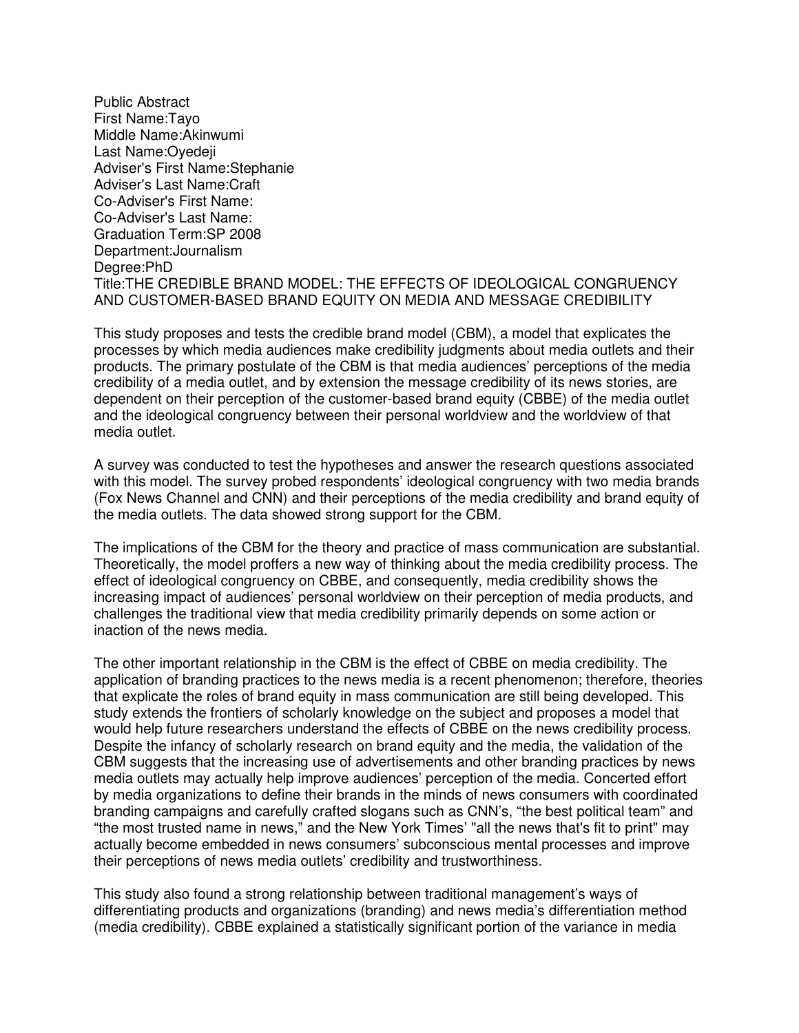Public Abstract
First Name:Tayo
Middle Name:Akinwumi
Last Name:Oyedeji
Adviser's First Name:Stephanie
Adviser's Last Name:Craft
Co-Adviser's First Name:
Co-Adviser's Last Name:
Graduation Term:SP 2008
Department:Journalism
Degree:PhD
Title:THE CREDIBLE BRAND MODEL: THE EFFECTS OF IDEOLOGICAL CONGRUENCY AND CUSTOMER-BASED BRAND EQUITY ON MEDIA AND MESSAGE CREDIBILITY

This study proposes and tests the credible brand model (CBM), a model that explicates the processes by which media audiences make credibility judgments about media outlets and their products. The primary postulate of the CBM is that media audiences' perceptions of the media credibility of a media outlet, and by extension the message credibility of its news stories, are dependent on their perception of the customer-based brand equity (CBBE) of the media outlet and the ideological congruency between their personal worldview and the worldview of that media outlet.

A survey was conducted to test the hypotheses and answer the research questions associated with this model. The survey probed respondents' ideological congruency with two media brands (Fox News Channel and CNN) and their perceptions of the media credibility and brand equity of the media outlets. The data showed strong support for the CBM.

The implications of the CBM for the theory and practice of mass communication are substantial. Theoretically, the model proffers a new way of thinking about the media credibility process. The effect of ideological congruency on CBBE, and consequently, media credibility shows the increasing impact of audiences' personal worldview on their perception of media products, and challenges the traditional view that media credibility primarily depends on some action or inaction of the news media.

The other important relationship in the CBM is the effect of CBBE on media credibility. The application of branding practices to the news media is a recent phenomenon; therefore, theories that explicate the roles of brand equity in mass communication are still being developed. This study extends the frontiers of scholarly knowledge on the subject and proposes a model that would help future researchers understand the effects of CBBE on the news credibility process. Despite the infancy of scholarly research on brand equity and the media, the validation of the CBM suggests that the increasing use of advertisements and other branding practices by news media outlets may actually help improve audiences' perception of the media. Concerted effort by media organizations to define their brands in the minds of news consumers with coordinated branding campaigns and carefully crafted slogans such as CNN's, "the best political team" and "the most trusted name in news," and the New York Times' "all the news that's fit to print" may actually become embedded in news consumers' subconscious mental processes and improve their perceptions of news media outlets' credibility and trustworthiness.

This study also found a strong relationship between traditional management's ways of differentiating products and organizations (branding) and news media's differentiation method (media credibility). CBBE explained a statistically significant portion of the variance in media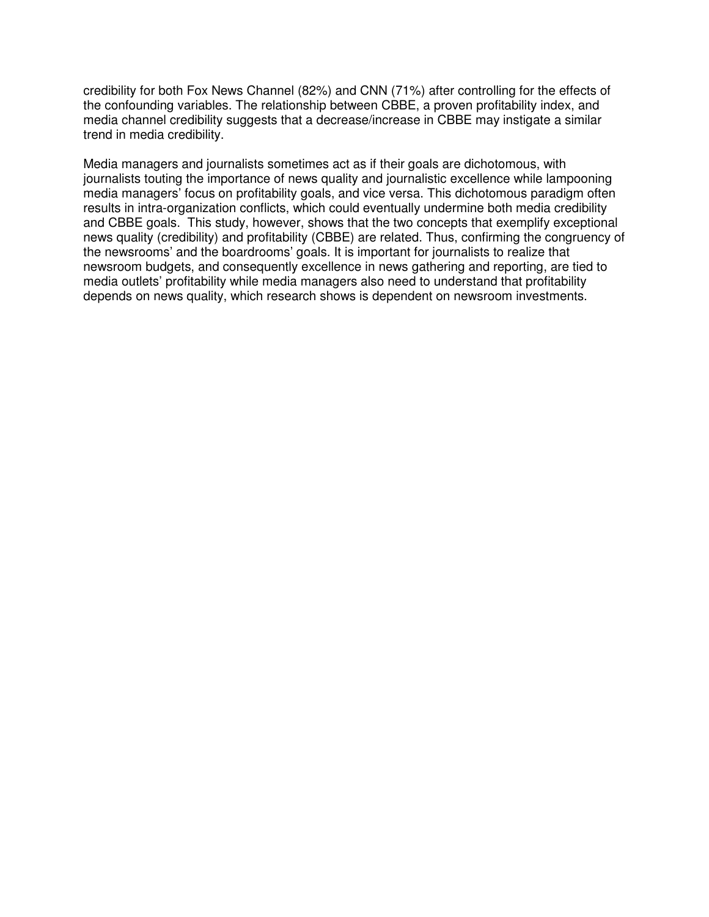credibility for both Fox News Channel (82%) and CNN (71%) after controlling for the effects of the confounding variables. The relationship between CBBE, a proven profitability index, and media channel credibility suggests that a decrease/increase in CBBE may instigate a similar trend in media credibility.

Media managers and journalists sometimes act as if their goals are dichotomous, with journalists touting the importance of news quality and journalistic excellence while lampooning media managers' focus on profitability goals, and vice versa. This dichotomous paradigm often results in intra-organization conflicts, which could eventually undermine both media credibility and CBBE goals. This study, however, shows that the two concepts that exemplify exceptional news quality (credibility) and profitability (CBBE) are related. Thus, confirming the congruency of the newsrooms' and the boardrooms' goals. It is important for journalists to realize that newsroom budgets, and consequently excellence in news gathering and reporting, are tied to media outlets' profitability while media managers also need to understand that profitability depends on news quality, which research shows is dependent on newsroom investments.